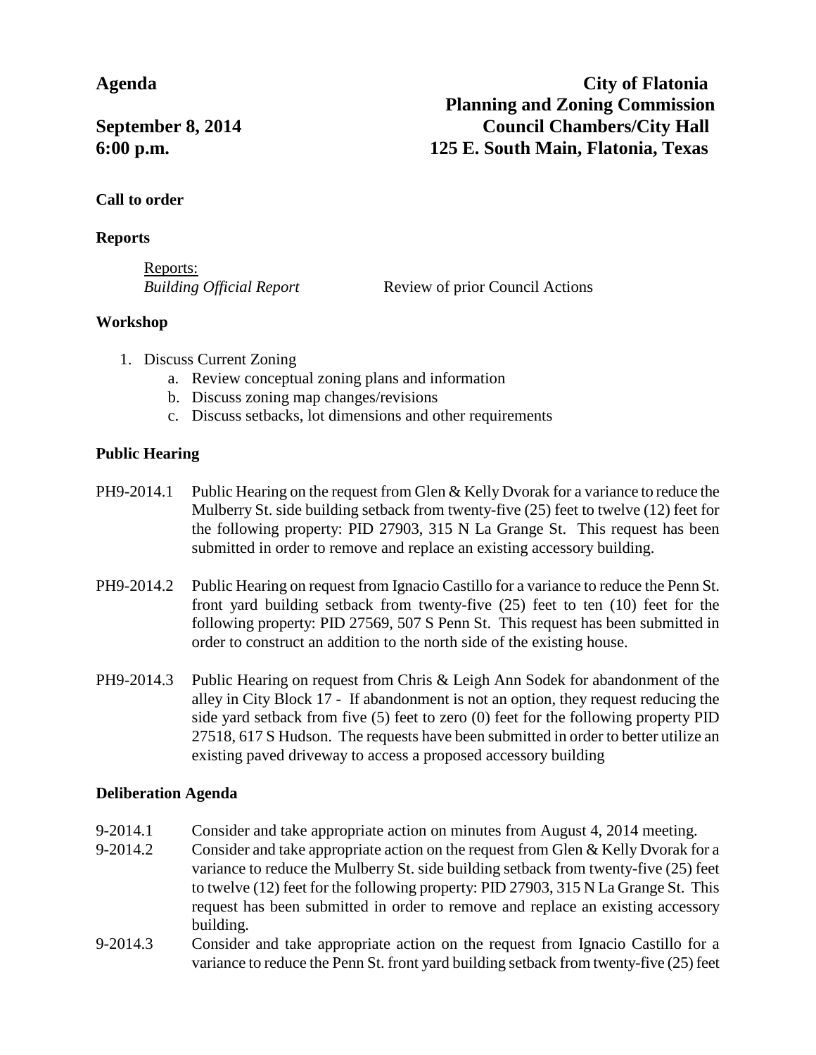**Agenda** **City of Flatonia**
**Planning and Zoning Commission**

**September 8, 2014** **Council Chambers/City Hall**
**6:00 p.m.** **125 E. South Main, Flatonia, Texas**

**Call to order**

**Reports**

Reports:
*Building Official Report* Review of prior Council Actions

**Workshop**

1. Discuss Current Zoning
   a. Review conceptual zoning plans and information
   b. Discuss zoning map changes/revisions
   c. Discuss setbacks, lot dimensions and other requirements

**Public Hearing**

PH9-2014.1 Public Hearing on the request from Glen & Kelly Dvorak for a variance to reduce the Mulberry St. side building setback from twenty-five (25) feet to twelve (12) feet for the following property: PID 27903, 315 N La Grange St. This request has been submitted in order to remove and replace an existing accessory building.

PH9-2014.2 Public Hearing on request from Ignacio Castillo for a variance to reduce the Penn St. front yard building setback from twenty-five (25) feet to ten (10) feet for the following property: PID 27569, 507 S Penn St. This request has been submitted in order to construct an addition to the north side of the existing house.

PH9-2014.3 Public Hearing on request from Chris & Leigh Ann Sodek for abandonment of the alley in City Block 17 - If abandonment is not an option, they request reducing the side yard setback from five (5) feet to zero (0) feet for the following property PID 27518, 617 S Hudson. The requests have been submitted in order to better utilize an existing paved driveway to access a proposed accessory building

**Deliberation Agenda**

9-2014.1 Consider and take appropriate action on minutes from August 4, 2014 meeting.

9-2014.2 Consider and take appropriate action on the request from Glen & Kelly Dvorak for a variance to reduce the Mulberry St. side building setback from twenty-five (25) feet to twelve (12) feet for the following property: PID 27903, 315 N La Grange St. This request has been submitted in order to remove and replace an existing accessory building.

9-2014.3 Consider and take appropriate action on the request from Ignacio Castillo for a variance to reduce the Penn St. front yard building setback from twenty-five (25) feet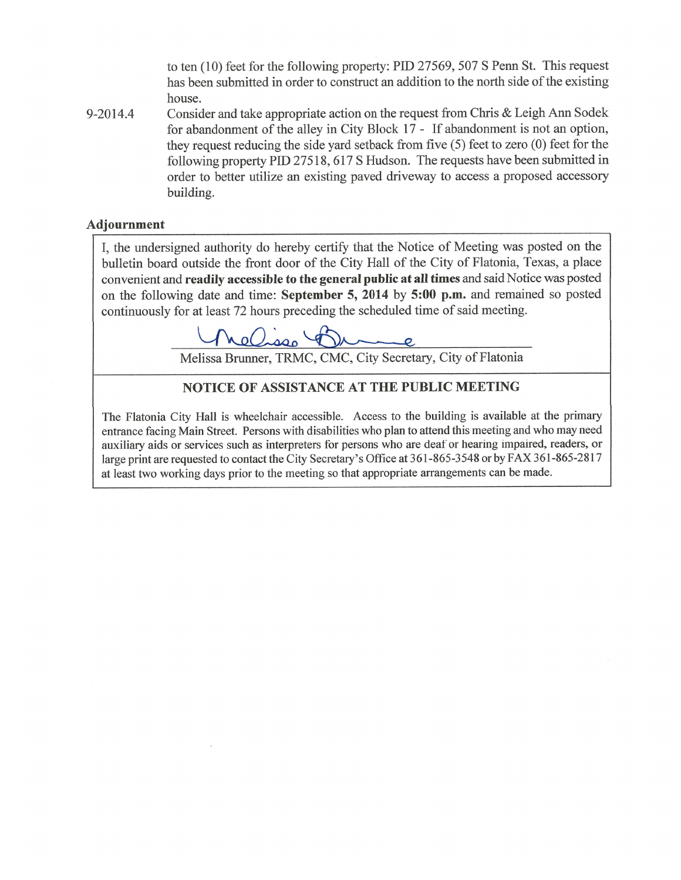to ten (10) feet for the following property: PID 27569, 507 S Penn St. This request has been submitted in order to construct an addition to the north side of the existing house.

9-2014.4 Consider and take appropriate action on the request from Chris & Leigh Ann Sodek for abandonment of the alley in City Block 17 - If abandonment is not an option, they request reducing the side yard setback from five (5) feet to zero (0) feet for the following property PID 27518, 617 S Hudson. The requests have been submitted in order to better utilize an existing paved driveway to access a proposed accessory building.

**Adjournment**

I, the undersigned authority do hereby certify that the Notice of Meeting was posted on the bulletin board outside the front door of the City Hall of the City of Flatonia, Texas, a place convenient and **readily accessible to the general public at all times** and said Notice was posted on the following date and time: **September 5, 2014** by **5:00 p.m.** and remained so posted continuously for at least 72 hours preceding the scheduled time of said meeting.

Melissa Brunner, TRMC, CMC, City Secretary, City of Flatonia

**NOTICE OF ASSISTANCE AT THE PUBLIC MEETING**

The Flatonia City Hall is wheelchair accessible. Access to the building is available at the primary entrance facing Main Street. Persons with disabilities who plan to attend this meeting and who may need auxiliary aids or services such as interpreters for persons who are deaf or hearing impaired, readers, or large print are requested to contact the City Secretary's Office at 361-865-3548 or by FAX 361-865-2817 at least two working days prior to the meeting so that appropriate arrangements can be made.